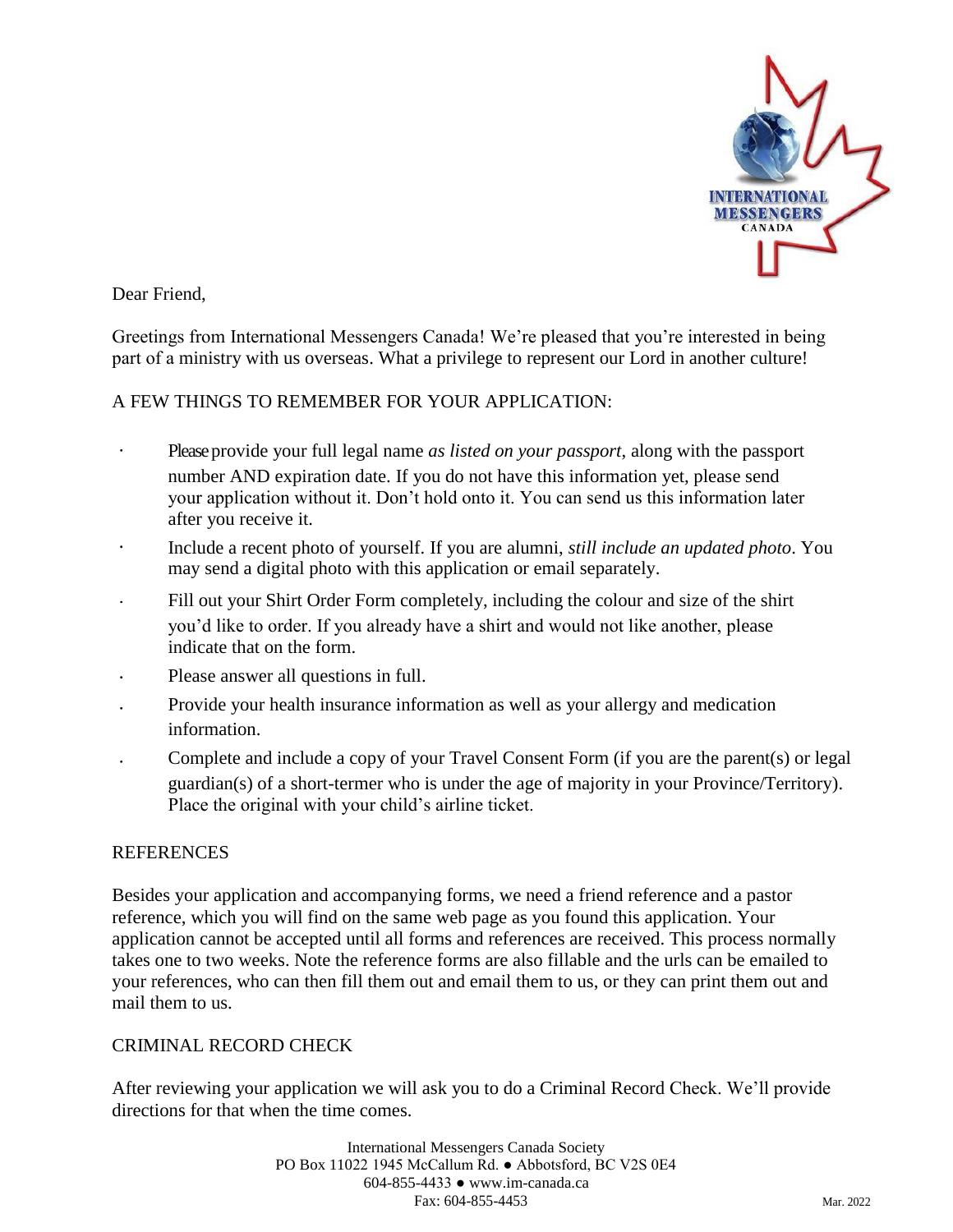Dear Friend,

Greetings from International Messengers Canada! We're pleased that you're interested in being part of a ministry with us overseas. What a privilege to represent our Lord in another culture!

## A FEW THINGS TO REMEMBER FOR YOUR APPLICATION:

- Please provide your full legal name *as listed on your passport*, along with the passport number AND expiration date. If you do not have this information yet, please send your application without it. Don't hold onto it. You can send us this information later after you receive it.
- Include a recent photo of yourself. If you are alumni, *still include an updated photo*. You may send a digital photo with this application or email separately.
- Fill out your Shirt Order Form completely, including the colour and size of the shirt you'd like to order. If you already have a shirt and would not like another, please indicate that on the form.
- Please answer all questions in full.
- Provide your health insurance information as well as your allergy and medication information.
- Complete and include a copy of your Travel Consent Form (if you are the parent(s) or legal guardian(s) of a short-termer who is under the age of majority in your Province/Territory). Place the original with your child's airline ticket.

## REFERENCES

Besides your application and accompanying forms, we need a friend reference and a pastor reference, which you will find on the same web page as you found this application. Your application cannot be accepted until all forms and references are received. This process normally takes one to two weeks. Note the reference forms are also fillable and the urls can be emailed to your references, who can then fill them out and email them to us, or they can print them out and mail them to us.

## CRIMINAL RECORD CHECK

After reviewing your application we will ask you to do a Criminal Record Check. We'll provide directions for that when the time comes.

International Messengers Canada Society
PO Box 11022 1945 McCallum Rd. ● Abbotsford, BC V2S 0E4
604-855-4433 ● www.im-canada.ca
Fax: 604-855-4453

Mar. 2022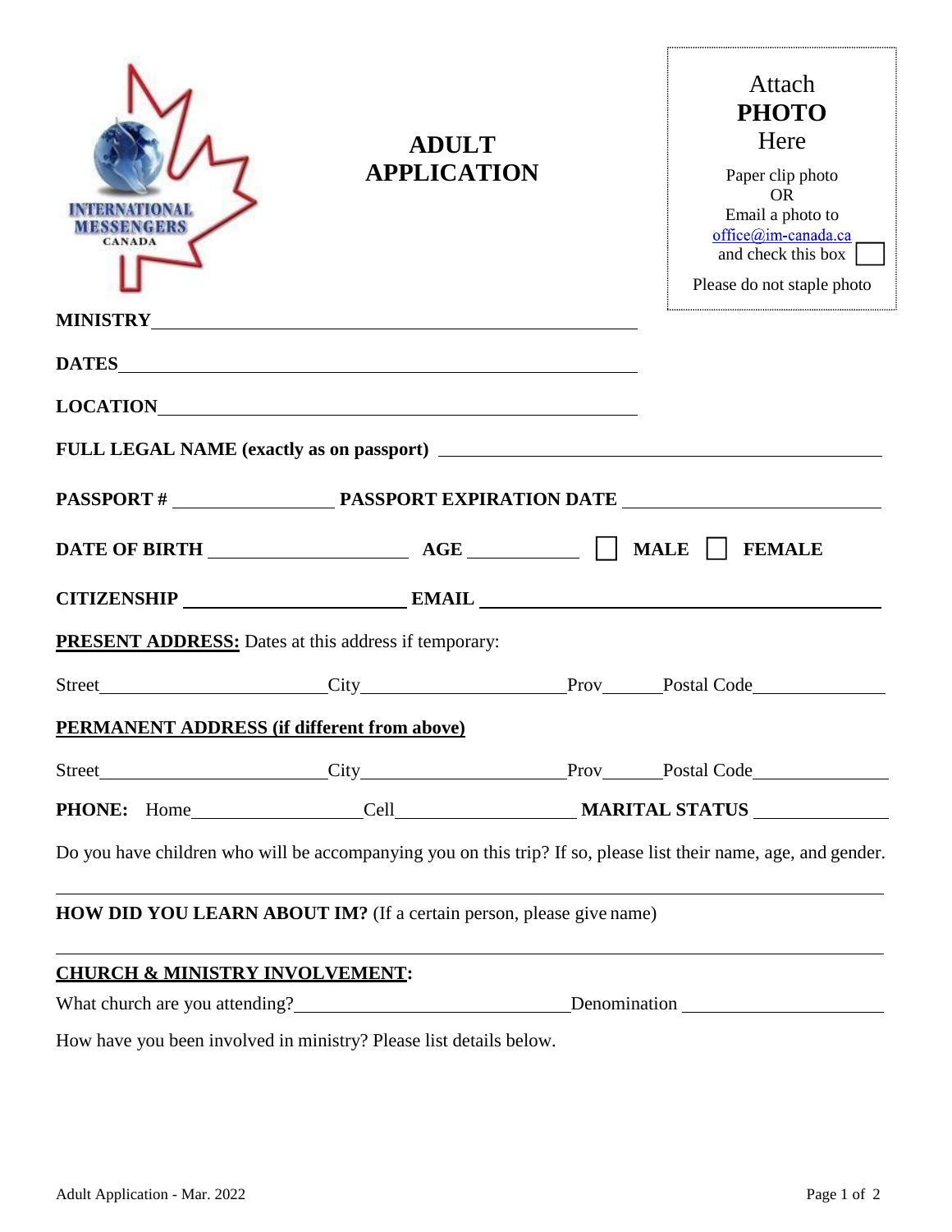INTERNATIONAL MESSENGERS CANADA

# ADULT APPLICATION

Attach **PHOTO** Here

Paper clip photo OR Email a photo to office@im-canada.ca and check this box ☐

Please do not staple photo

**MINISTRY** \_\_\_\_\_\_\_\_\_\_\_\_\_\_\_\_\_\_\_\_\_\_\_\_\_\_\_\_\_\_\_\_\_\_\_\_\_\_\_\_

**DATES** \_\_\_\_\_\_\_\_\_\_\_\_\_\_\_\_\_\_\_\_\_\_\_\_\_\_\_\_\_\_\_\_\_\_\_\_\_\_\_\_

**LOCATION** \_\_\_\_\_\_\_\_\_\_\_\_\_\_\_\_\_\_\_\_\_\_\_\_\_\_\_\_\_\_\_\_\_\_\_\_\_\_\_\_

**FULL LEGAL NAME (exactly as on passport)** \_\_\_\_\_\_\_\_\_\_\_\_\_\_\_\_\_\_\_\_\_\_\_\_\_\_\_\_\_\_

**PASSPORT #** \_\_\_\_\_\_\_\_\_\_\_\_ **PASSPORT EXPIRATION DATE** \_\_\_\_\_\_\_\_\_\_\_\_\_\_\_\_

**DATE OF BIRTH** \_\_\_\_\_\_\_\_\_\_\_\_ **AGE** \_\_\_\_\_\_ ☐ **MALE** ☐ **FEMALE**

**CITIZENSHIP** \_\_\_\_\_\_\_\_\_\_\_\_\_\_ **EMAIL** \_\_\_\_\_\_\_\_\_\_\_\_\_\_\_\_\_\_\_\_\_\_\_\_\_\_

**PRESENT ADDRESS:** Dates at this address if temporary:

Street\_\_\_\_\_\_\_\_\_\_\_\_\_\_\_\_City\_\_\_\_\_\_\_\_\_\_\_\_\_\_\_Prov\_\_\_\_\_Postal Code\_\_\_\_\_\_\_\_\_

**PERMANENT ADDRESS (if different from above)**

Street\_\_\_\_\_\_\_\_\_\_\_\_\_\_\_\_City\_\_\_\_\_\_\_\_\_\_\_\_\_\_\_Prov\_\_\_\_\_Postal Code\_\_\_\_\_\_\_\_\_

**PHONE:** Home\_\_\_\_\_\_\_\_\_\_\_\_Cell\_\_\_\_\_\_\_\_\_\_\_\_\_ **MARITAL STATUS** \_\_\_\_\_\_\_\_\_\_

Do you have children who will be accompanying you on this trip? If so, please list their name, age, and gender.

\_\_\_\_\_\_\_\_\_\_\_\_\_\_\_\_\_\_\_\_\_\_\_\_\_\_\_\_\_\_\_\_\_\_\_\_\_\_\_\_\_\_\_\_\_\_\_\_\_\_\_\_\_\_\_\_\_\_\_\_\_\_\_\_

**HOW DID YOU LEARN ABOUT IM?** (If a certain person, please give name)

\_\_\_\_\_\_\_\_\_\_\_\_\_\_\_\_\_\_\_\_\_\_\_\_\_\_\_\_\_\_\_\_\_\_\_\_\_\_\_\_\_\_\_\_\_\_\_\_\_\_\_\_\_\_\_\_\_\_\_\_\_\_\_\_

**CHURCH & MINISTRY INVOLVEMENT:**

What church are you attending?\_\_\_\_\_\_\_\_\_\_\_\_\_\_\_\_\_\_\_\_\_Denomination \_\_\_\_\_\_\_\_\_\_\_\_\_\_\_

How have you been involved in ministry? Please list details below.

Adult Application - Mar. 2022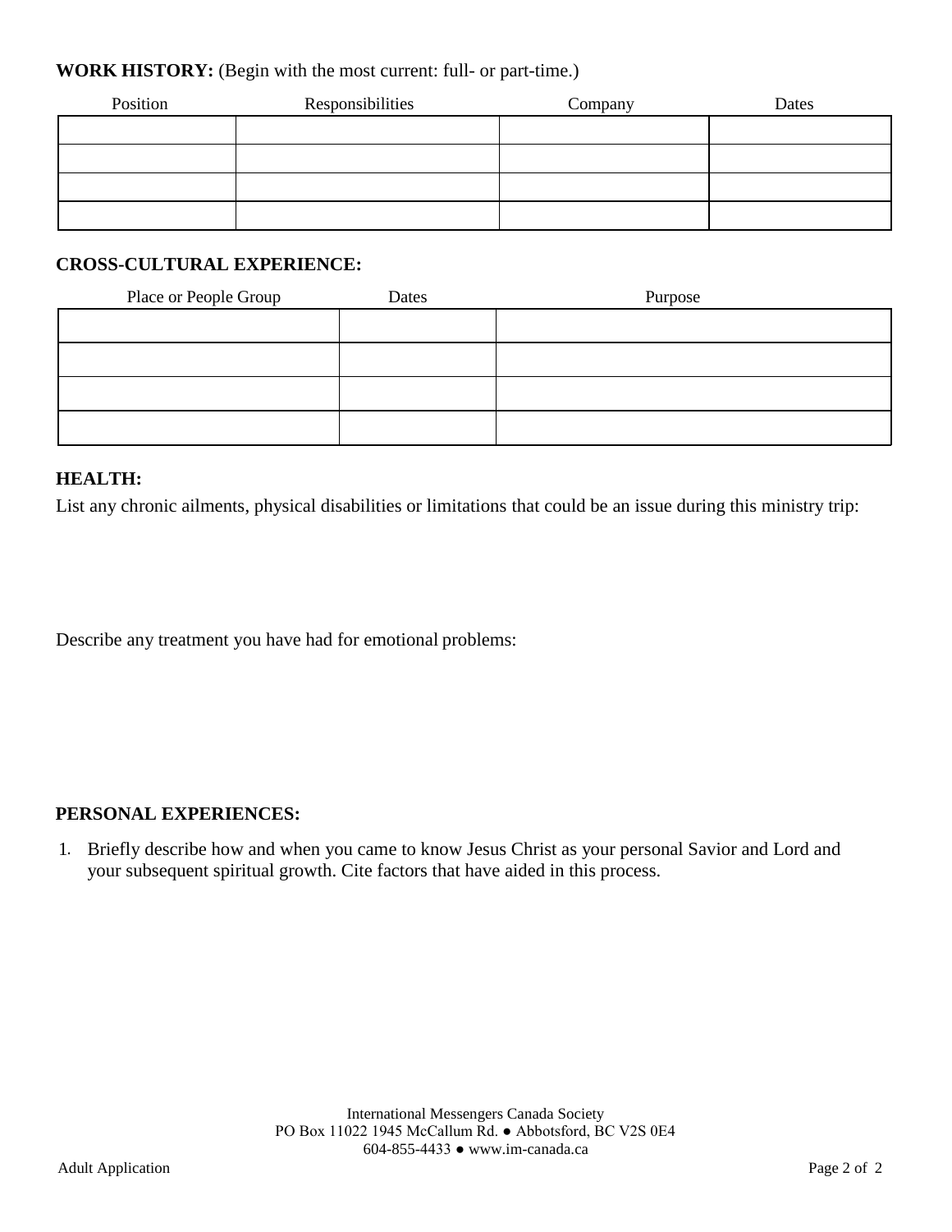**WORK HISTORY:** (Begin with the most current: full- or part-time.)

| Position | Responsibilities | Company | Dates |
|---|---|---|---|
| | | | |
| | | | |
| | | | |
| | | | |

**CROSS-CULTURAL EXPERIENCE:**

| Place or People Group | Dates | Purpose |
|---|---|---|
| | | |
| | | |
| | | |
| | | |

**HEALTH:**

List any chronic ailments, physical disabilities or limitations that could be an issue during this ministry trip:

Describe any treatment you have had for emotional problems:

**PERSONAL EXPERIENCES:**

1. Briefly describe how and when you came to know Jesus Christ as your personal Savior and Lord and your subsequent spiritual growth. Cite factors that have aided in this process.

International Messengers Canada Society
PO Box 11022 1945 McCallum Rd. ● Abbotsford, BC V2S 0E4
604-855-4433 ● www.im-canada.ca

Adult Application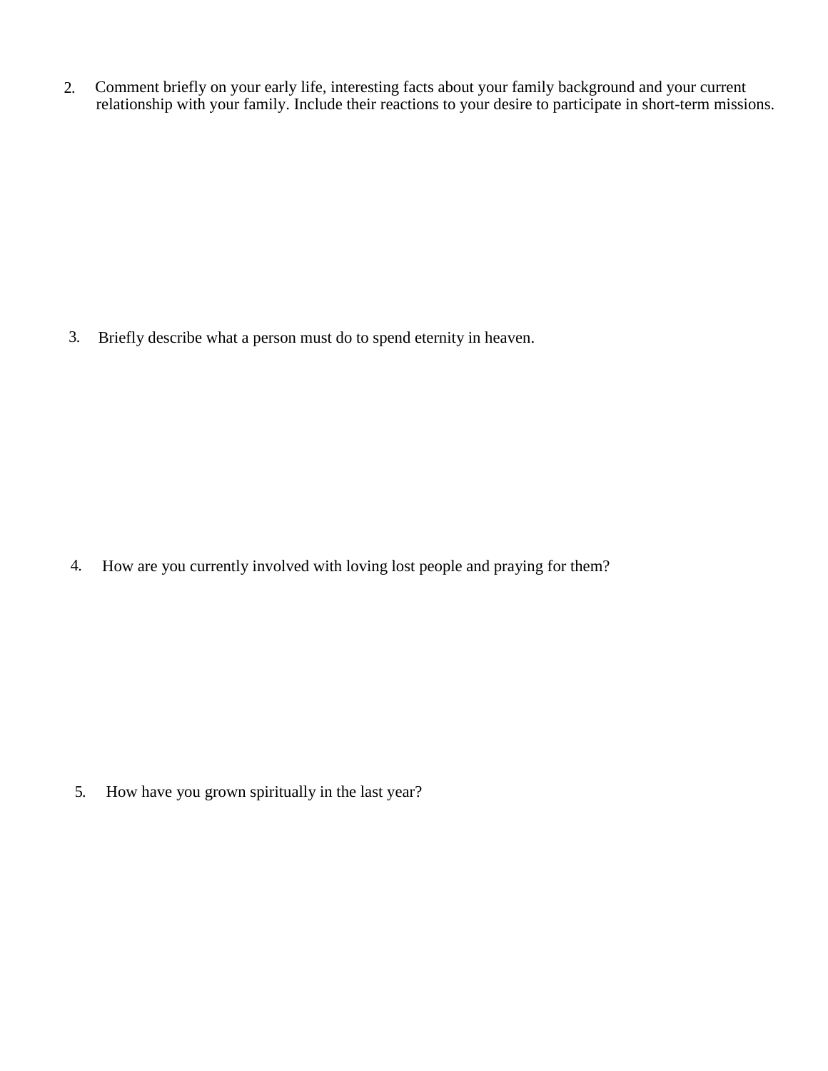2. Comment briefly on your early life, interesting facts about your family background and your current relationship with your family. Include their reactions to your desire to participate in short-term missions.

3. Briefly describe what a person must do to spend eternity in heaven.

4. How are you currently involved with loving lost people and praying for them?

5. How have you grown spiritually in the last year?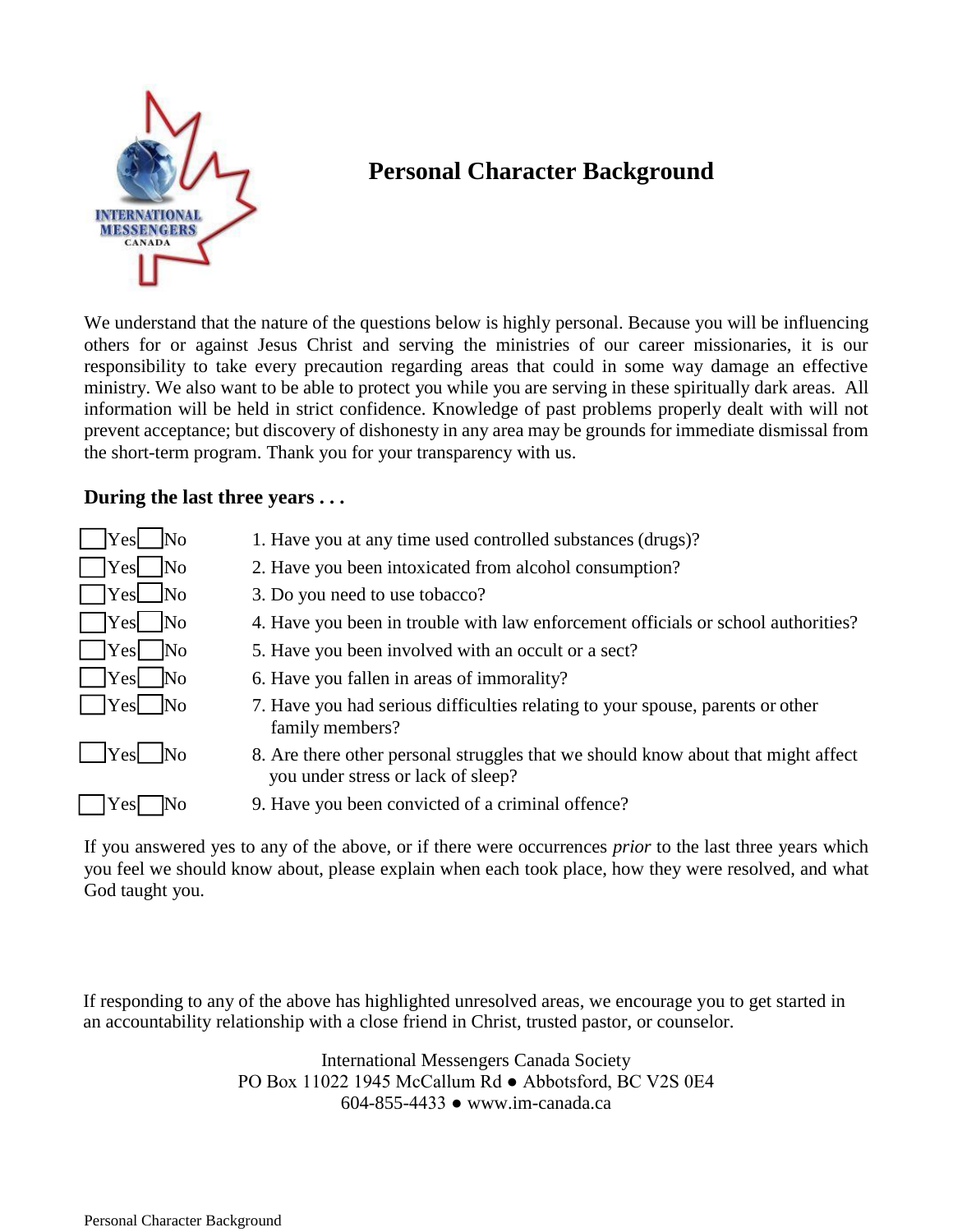# Personal Character Background

We understand that the nature of the questions below is highly personal. Because you will be influencing others for or against Jesus Christ and serving the ministries of our career missionaries, it is our responsibility to take every precaution regarding areas that could in some way damage an effective ministry. We also want to be able to protect you while you are serving in these spiritually dark areas. All information will be held in strict confidence. Knowledge of past problems properly dealt with will not prevent acceptance; but discovery of dishonesty in any area may be grounds for immediate dismissal from the short-term program. Thank you for your transparency with us.

**During the last three years . . .**

☐ Yes ☐ No 1. Have you at any time used controlled substances (drugs)?

☐ Yes ☐ No 2. Have you been intoxicated from alcohol consumption?

☐ Yes ☐ No 3. Do you need to use tobacco?

☐ Yes ☐ No 4. Have you been in trouble with law enforcement officials or school authorities?

☐ Yes ☐ No 5. Have you been involved with an occult or a sect?

☐ Yes ☐ No 6. Have you fallen in areas of immorality?

☐ Yes ☐ No 7. Have you had serious difficulties relating to your spouse, parents or other family members?

☐ Yes ☐ No 8. Are there other personal struggles that we should know about that might affect you under stress or lack of sleep?

☐ Yes ☐ No 9. Have you been convicted of a criminal offence?

If you answered yes to any of the above, or if there were occurrences *prior* to the last three years which you feel we should know about, please explain when each took place, how they were resolved, and what God taught you.

If responding to any of the above has highlighted unresolved areas, we encourage you to get started in an accountability relationship with a close friend in Christ, trusted pastor, or counselor.

International Messengers Canada Society
PO Box 11022 1945 McCallum Rd ● Abbotsford, BC V2S 0E4
604-855-4433 ● www.im-canada.ca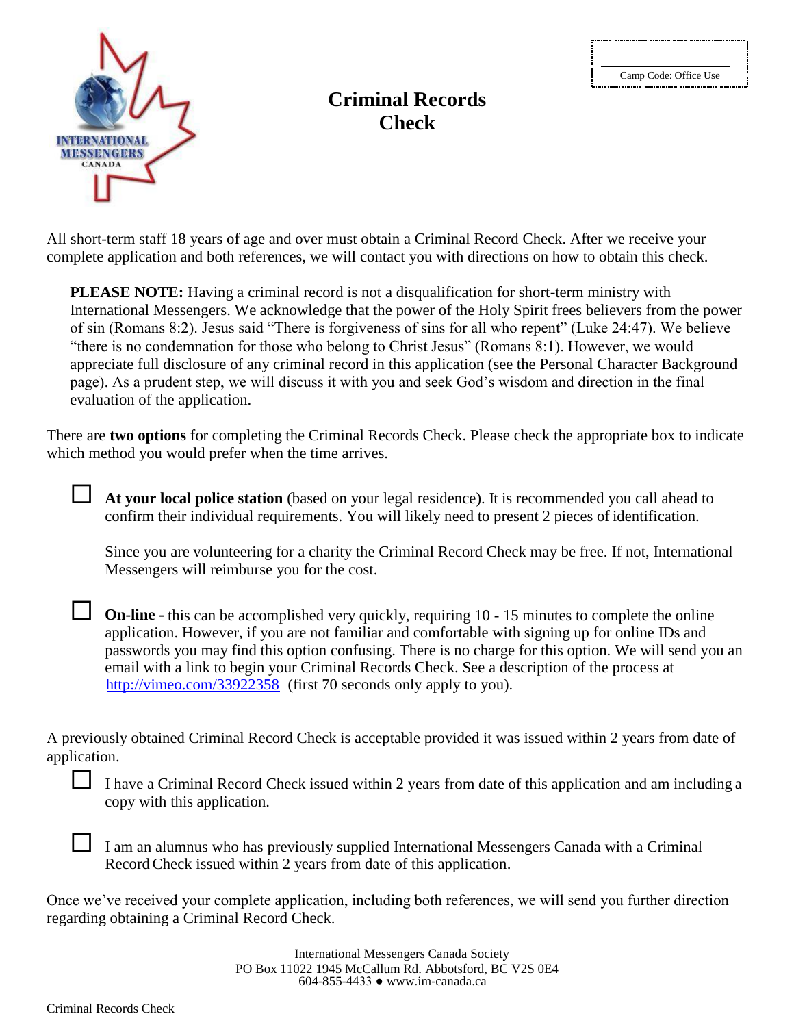Camp Code: Office Use

# Criminal Records Check

All short-term staff 18 years of age and over must obtain a Criminal Record Check. After we receive your complete application and both references, we will contact you with directions on how to obtain this check.

> **PLEASE NOTE:** Having a criminal record is not a disqualification for short-term ministry with International Messengers. We acknowledge that the power of the Holy Spirit frees believers from the power of sin (Romans 8:2). Jesus said "There is forgiveness of sins for all who repent" (Luke 24:47). We believe "there is no condemnation for those who belong to Christ Jesus" (Romans 8:1). However, we would appreciate full disclosure of any criminal record in this application (see the Personal Character Background page). As a prudent step, we will discuss it with you and seek God's wisdom and direction in the final evaluation of the application.

There are **two options** for completing the Criminal Records Check. Please check the appropriate box to indicate which method you would prefer when the time arrives.

☐ **At your local police station** (based on your legal residence). It is recommended you call ahead to confirm their individual requirements. You will likely need to present 2 pieces of identification.

Since you are volunteering for a charity the Criminal Record Check may be free. If not, International Messengers will reimburse you for the cost.

☐ **On-line -** this can be accomplished very quickly, requiring 10 - 15 minutes to complete the online application. However, if you are not familiar and comfortable with signing up for online IDs and passwords you may find this option confusing. There is no charge for this option. We will send you an email with a link to begin your Criminal Records Check. See a description of the process at http://vimeo.com/33922358 (first 70 seconds only apply to you).

A previously obtained Criminal Record Check is acceptable provided it was issued within 2 years from date of application.

☐ I have a Criminal Record Check issued within 2 years from date of this application and am including a copy with this application.

☐ I am an alumnus who has previously supplied International Messengers Canada with a Criminal Record Check issued within 2 years from date of this application.

Once we've received your complete application, including both references, we will send you further direction regarding obtaining a Criminal Record Check.

International Messengers Canada Society
PO Box 11022 1945 McCallum Rd. Abbotsford, BC V2S 0E4
604-855-4433 ● www.im-canada.ca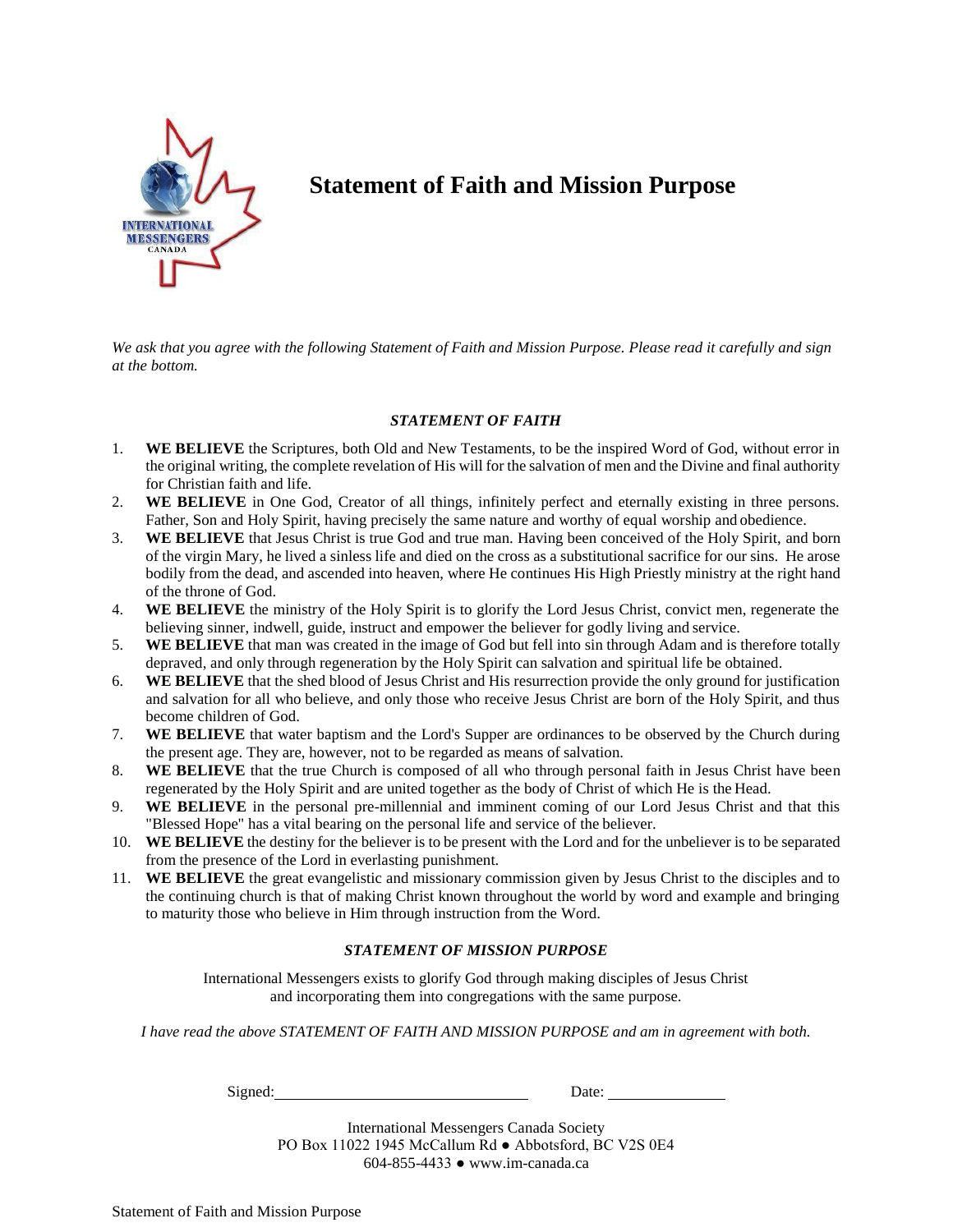# Statement of Faith and Mission Purpose

*We ask that you agree with the following Statement of Faith and Mission Purpose. Please read it carefully and sign at the bottom.*

## *STATEMENT OF FAITH*

1. **WE BELIEVE** the Scriptures, both Old and New Testaments, to be the inspired Word of God, without error in the original writing, the complete revelation of His will for the salvation of men and the Divine and final authority for Christian faith and life.
2. **WE BELIEVE** in One God, Creator of all things, infinitely perfect and eternally existing in three persons. Father, Son and Holy Spirit, having precisely the same nature and worthy of equal worship and obedience.
3. **WE BELIEVE** that Jesus Christ is true God and true man. Having been conceived of the Holy Spirit, and born of the virgin Mary, he lived a sinless life and died on the cross as a substitutional sacrifice for our sins. He arose bodily from the dead, and ascended into heaven, where He continues His High Priestly ministry at the right hand of the throne of God.
4. **WE BELIEVE** the ministry of the Holy Spirit is to glorify the Lord Jesus Christ, convict men, regenerate the believing sinner, indwell, guide, instruct and empower the believer for godly living and service.
5. **WE BELIEVE** that man was created in the image of God but fell into sin through Adam and is therefore totally depraved, and only through regeneration by the Holy Spirit can salvation and spiritual life be obtained.
6. **WE BELIEVE** that the shed blood of Jesus Christ and His resurrection provide the only ground for justification and salvation for all who believe, and only those who receive Jesus Christ are born of the Holy Spirit, and thus become children of God.
7. **WE BELIEVE** that water baptism and the Lord's Supper are ordinances to be observed by the Church during the present age. They are, however, not to be regarded as means of salvation.
8. **WE BELIEVE** that the true Church is composed of all who through personal faith in Jesus Christ have been regenerated by the Holy Spirit and are united together as the body of Christ of which He is the Head.
9. **WE BELIEVE** in the personal pre-millennial and imminent coming of our Lord Jesus Christ and that this "Blessed Hope" has a vital bearing on the personal life and service of the believer.
10. **WE BELIEVE** the destiny for the believer is to be present with the Lord and for the unbeliever is to be separated from the presence of the Lord in everlasting punishment.
11. **WE BELIEVE** the great evangelistic and missionary commission given by Jesus Christ to the disciples and to the continuing church is that of making Christ known throughout the world by word and example and bringing to maturity those who believe in Him through instruction from the Word.

## *STATEMENT OF MISSION PURPOSE*

International Messengers exists to glorify God through making disciples of Jesus Christ and incorporating them into congregations with the same purpose.

*I have read the above STATEMENT OF FAITH AND MISSION PURPOSE and am in agreement with both.*

Signed: ______________________________ Date: ______________

International Messengers Canada Society
PO Box 11022 1945 McCallum Rd ● Abbotsford, BC V2S 0E4
604-855-4433 ● www.im-canada.ca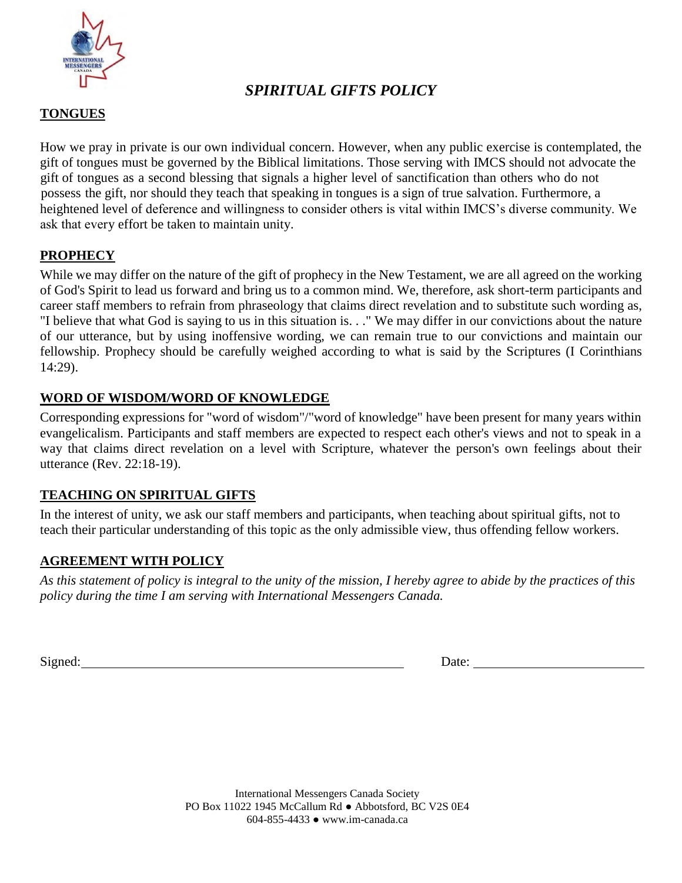# *SPIRITUAL GIFTS POLICY*

## TONGUES

How we pray in private is our own individual concern. However, when any public exercise is contemplated, the gift of tongues must be governed by the Biblical limitations. Those serving with IMCS should not advocate the gift of tongues as a second blessing that signals a higher level of sanctification than others who do not possess the gift, nor should they teach that speaking in tongues is a sign of true salvation. Furthermore, a heightened level of deference and willingness to consider others is vital within IMCS's diverse community. We ask that every effort be taken to maintain unity.

## PROPHECY

While we may differ on the nature of the gift of prophecy in the New Testament, we are all agreed on the working of God's Spirit to lead us forward and bring us to a common mind. We, therefore, ask short-term participants and career staff members to refrain from phraseology that claims direct revelation and to substitute such wording as, "I believe that what God is saying to us in this situation is. . ." We may differ in our convictions about the nature of our utterance, but by using inoffensive wording, we can remain true to our convictions and maintain our fellowship. Prophecy should be carefully weighed according to what is said by the Scriptures (I Corinthians 14:29).

## WORD OF WISDOM/WORD OF KNOWLEDGE

Corresponding expressions for "word of wisdom"/"word of knowledge" have been present for many years within evangelicalism. Participants and staff members are expected to respect each other's views and not to speak in a way that claims direct revelation on a level with Scripture, whatever the person's own feelings about their utterance (Rev. 22:18-19).

## TEACHING ON SPIRITUAL GIFTS

In the interest of unity, we ask our staff members and participants, when teaching about spiritual gifts, not to teach their particular understanding of this topic as the only admissible view, thus offending fellow workers.

## AGREEMENT WITH POLICY

*As this statement of policy is integral to the unity of the mission, I hereby agree to abide by the practices of this policy during the time I am serving with International Messengers Canada.*

Signed: ______________________________ Date: ______________________

International Messengers Canada Society
PO Box 11022 1945 McCallum Rd ● Abbotsford, BC V2S 0E4
604-855-4433 ● www.im-canada.ca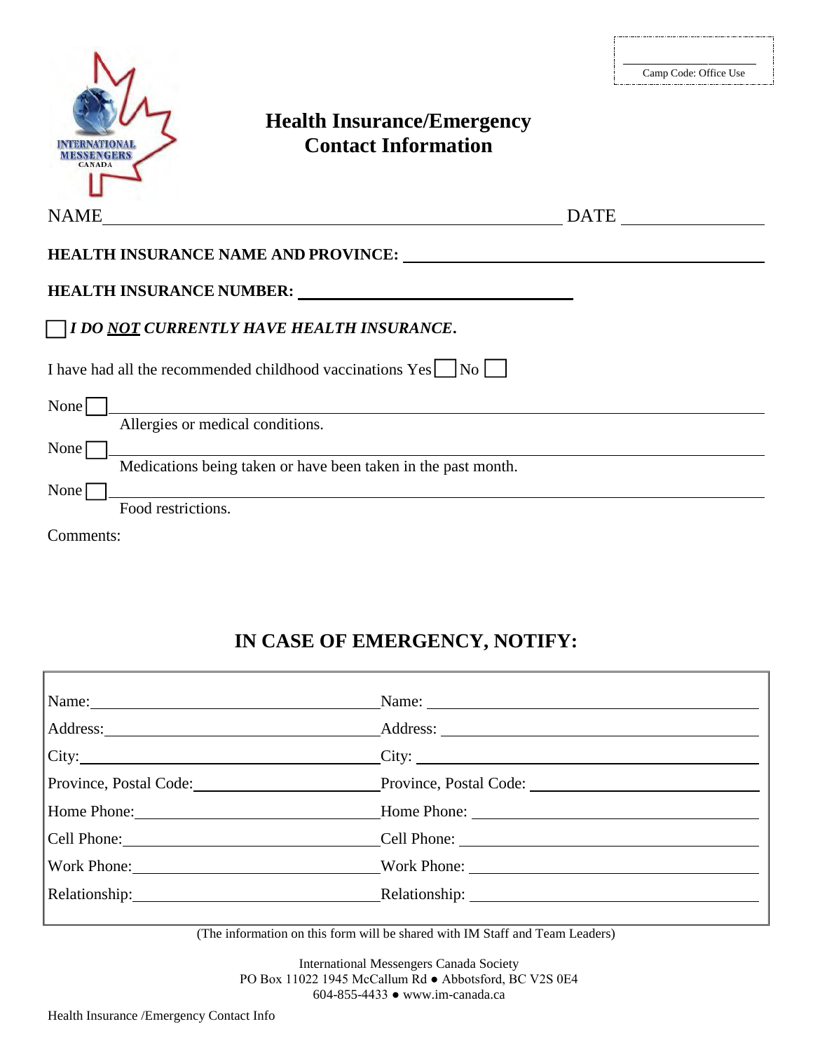Camp Code: Office Use

# Health Insurance/Emergency Contact Information

NAME ______________________________________________ DATE ______________

**HEALTH INSURANCE NAME AND PROVINCE:** ______________________________________

**HEALTH INSURANCE NUMBER:** ______________________________

☐ ***I DO NOT CURRENTLY HAVE HEALTH INSURANCE.***

I have had all the recommended childhood vaccinations Yes ☐ No ☐

None ☐ ________________________________________________________________
Allergies or medical conditions.

None ☐ ________________________________________________________________
Medications being taken or have been taken in the past month.

None ☐ ________________________________________________________________
Food restrictions.

Comments:

## IN CASE OF EMERGENCY, NOTIFY:

| | |
|---|---|
| Name: | Name: |
| Address: | Address: |
| City: | City: |
| Province, Postal Code: | Province, Postal Code: |
| Home Phone: | Home Phone: |
| Cell Phone: | Cell Phone: |
| Work Phone: | Work Phone: |
| Relationship: | Relationship: |

(The information on this form will be shared with IM Staff and Team Leaders)

International Messengers Canada Society
PO Box 11022 1945 McCallum Rd ● Abbotsford, BC V2S 0E4
604-855-4433 ● www.im-canada.ca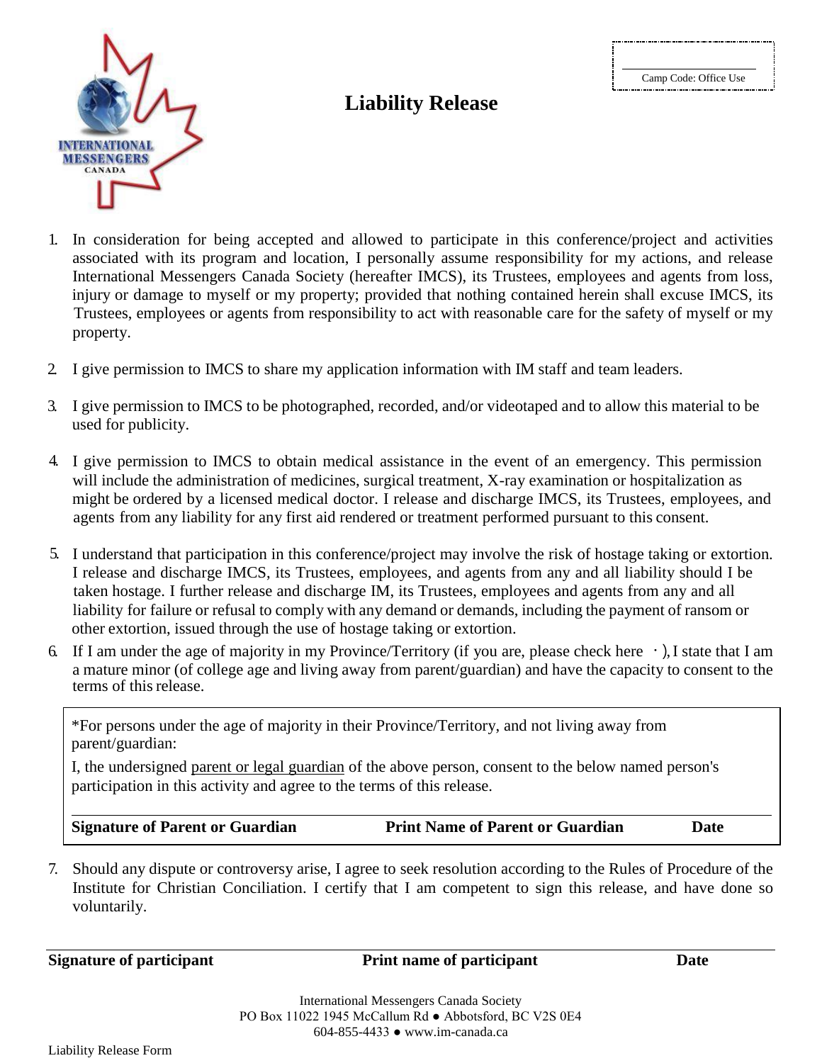Camp Code: Office Use

# Liability Release

1. In consideration for being accepted and allowed to participate in this conference/project and activities associated with its program and location, I personally assume responsibility for my actions, and release International Messengers Canada Society (hereafter IMCS), its Trustees, employees and agents from loss, injury or damage to myself or my property; provided that nothing contained herein shall excuse IMCS, its Trustees, employees or agents from responsibility to act with reasonable care for the safety of myself or my property.

2. I give permission to IMCS to share my application information with IM staff and team leaders.

3. I give permission to IMCS to be photographed, recorded, and/or videotaped and to allow this material to be used for publicity.

4. I give permission to IMCS to obtain medical assistance in the event of an emergency. This permission will include the administration of medicines, surgical treatment, X-ray examination or hospitalization as might be ordered by a licensed medical doctor. I release and discharge IMCS, its Trustees, employees, and agents from any liability for any first aid rendered or treatment performed pursuant to this consent.

5. I understand that participation in this conference/project may involve the risk of hostage taking or extortion. I release and discharge IMCS, its Trustees, employees, and agents from any and all liability should I be taken hostage. I further release and discharge IM, its Trustees, employees and agents from any and all liability for failure or refusal to comply with any demand or demands, including the payment of ransom or other extortion, issued through the use of hostage taking or extortion.

6. If I am under the age of majority in my Province/Territory (if you are, please check here ·), I state that I am a mature minor (of college age and living away from parent/guardian) and have the capacity to consent to the terms of this release.

*For persons under the age of majority in their Province/Territory, and not living away from parent/guardian:

I, the undersigned parent or legal guardian of the above person, consent to the below named person's participation in this activity and agree to the terms of this release.

**Signature of Parent or Guardian** **Print Name of Parent or Guardian** **Date**

7. Should any dispute or controversy arise, I agree to seek resolution according to the Rules of Procedure of the Institute for Christian Conciliation. I certify that I am competent to sign this release, and have done so voluntarily.

**Signature of participant** **Print name of participant** **Date**

International Messengers Canada Society
PO Box 11022 1945 McCallum Rd ● Abbotsford, BC V2S 0E4
604-855-4433 ● www.im-canada.ca

Liability Release Form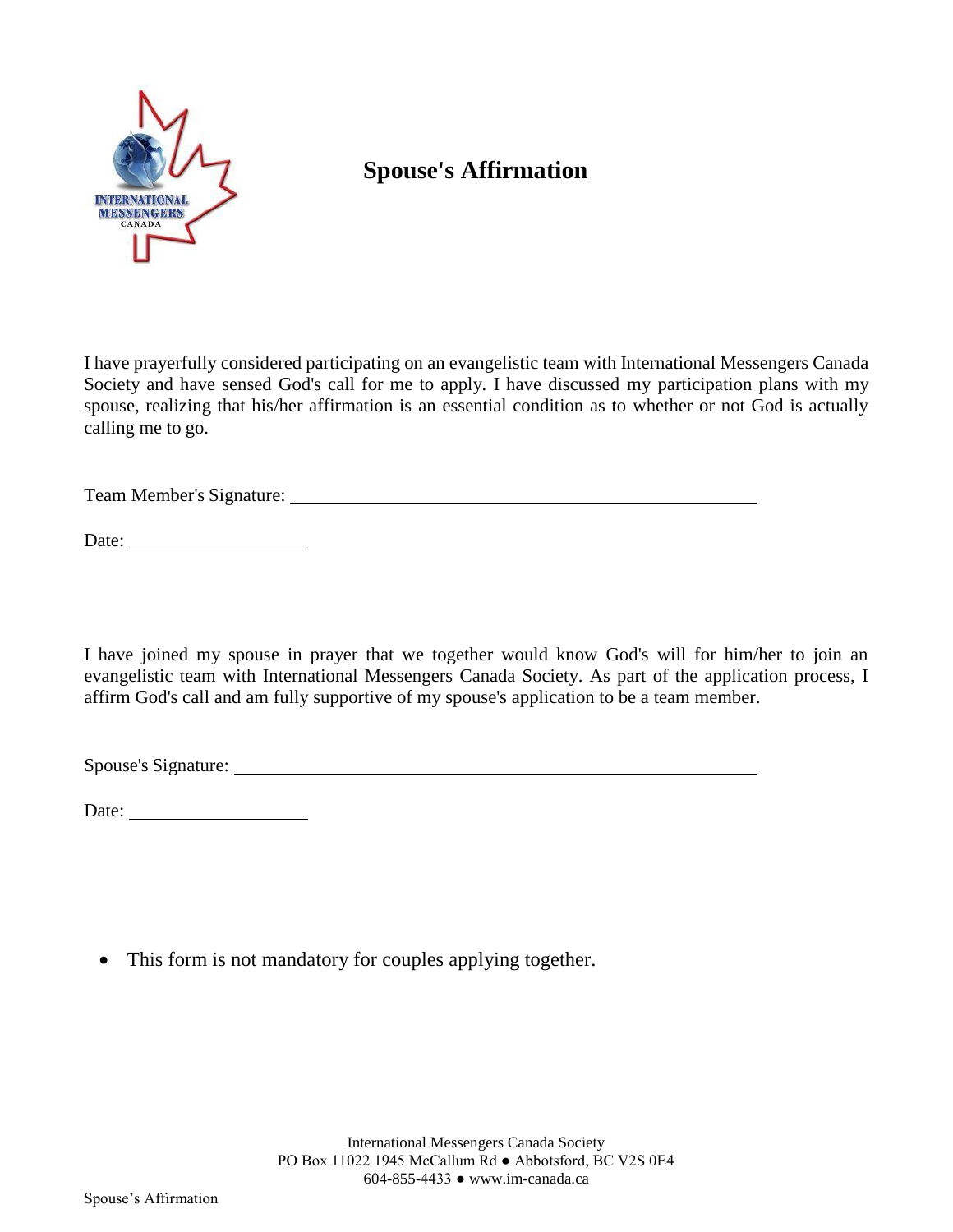# Spouse's Affirmation

I have prayerfully considered participating on an evangelistic team with International Messengers Canada Society and have sensed God's call for me to apply. I have discussed my participation plans with my spouse, realizing that his/her affirmation is an essential condition as to whether or not God is actually calling me to go.

Team Member's Signature: ____________________________________________________

Date: ____________________

I have joined my spouse in prayer that we together would know God's will for him/her to join an evangelistic team with International Messengers Canada Society. As part of the application process, I affirm God's call and am fully supportive of my spouse's application to be a team member.

Spouse's Signature: ____________________________________________________

Date: ____________________

- This form is not mandatory for couples applying together.

International Messengers Canada Society
PO Box 11022 1945 McCallum Rd ● Abbotsford, BC V2S 0E4
604-855-4433 ● www.im-canada.ca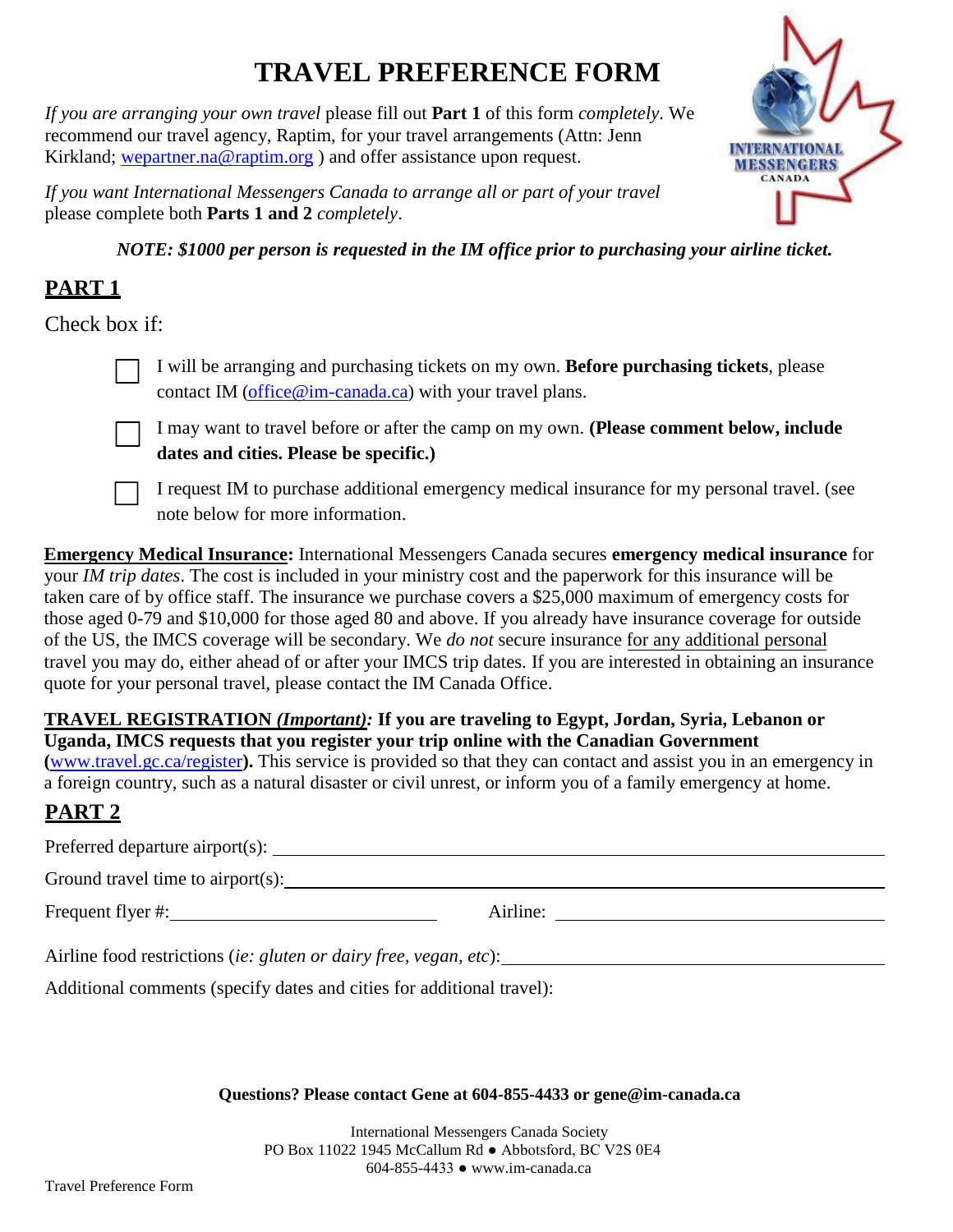# TRAVEL PREFERENCE FORM

*If you are arranging your own travel* please fill out **Part 1** of this form *completely*. We recommend our travel agency, Raptim, for your travel arrangements (Attn: Jenn Kirkland; wepartner.na@raptim.org ) and offer assistance upon request.

*If you want International Messengers Canada to arrange all or part of your travel* please complete both **Parts 1 and 2** *completely*.

***NOTE: $1000 per person is requested in the IM office prior to purchasing your airline ticket.***

## PART 1

Check box if:

- ☐ I will be arranging and purchasing tickets on my own. **Before purchasing tickets**, please contact IM (office@im-canada.ca) with your travel plans.
- ☐ I may want to travel before or after the camp on my own. **(Please comment below, include dates and cities. Please be specific.)**
- ☐ I request IM to purchase additional emergency medical insurance for my personal travel. (see note below for more information.

**Emergency Medical Insurance:** International Messengers Canada secures **emergency medical insurance** for your *IM trip dates*. The cost is included in your ministry cost and the paperwork for this insurance will be taken care of by office staff. The insurance we purchase covers a $25,000 maximum of emergency costs for those aged 0-79 and $10,000 for those aged 80 and above. If you already have insurance coverage for outside of the US, the IMCS coverage will be secondary. We *do not* secure insurance for any additional personal travel you may do, either ahead of or after your IMCS trip dates. If you are interested in obtaining an insurance quote for your personal travel, please contact the IM Canada Office.

**TRAVEL REGISTRATION *(Important)*: If you are traveling to Egypt, Jordan, Syria, Lebanon or Uganda, IMCS requests that you register your trip online with the Canadian Government (**www.travel.gc.ca/register**).** This service is provided so that they can contact and assist you in an emergency in a foreign country, such as a natural disaster or civil unrest, or inform you of a family emergency at home.

## PART 2

Preferred departure airport(s): ______________________________

Ground travel time to airport(s): ______________________________

Frequent flyer #: ______________________ Airline: ______________________

Airline food restrictions (*ie: gluten or dairy free, vegan, etc*): ______________________

Additional comments (specify dates and cities for additional travel):

**Questions? Please contact Gene at 604-855-4433 or gene@im-canada.ca**

International Messengers Canada Society
PO Box 11022 1945 McCallum Rd ● Abbotsford, BC V2S 0E4
604-855-4433 ● www.im-canada.ca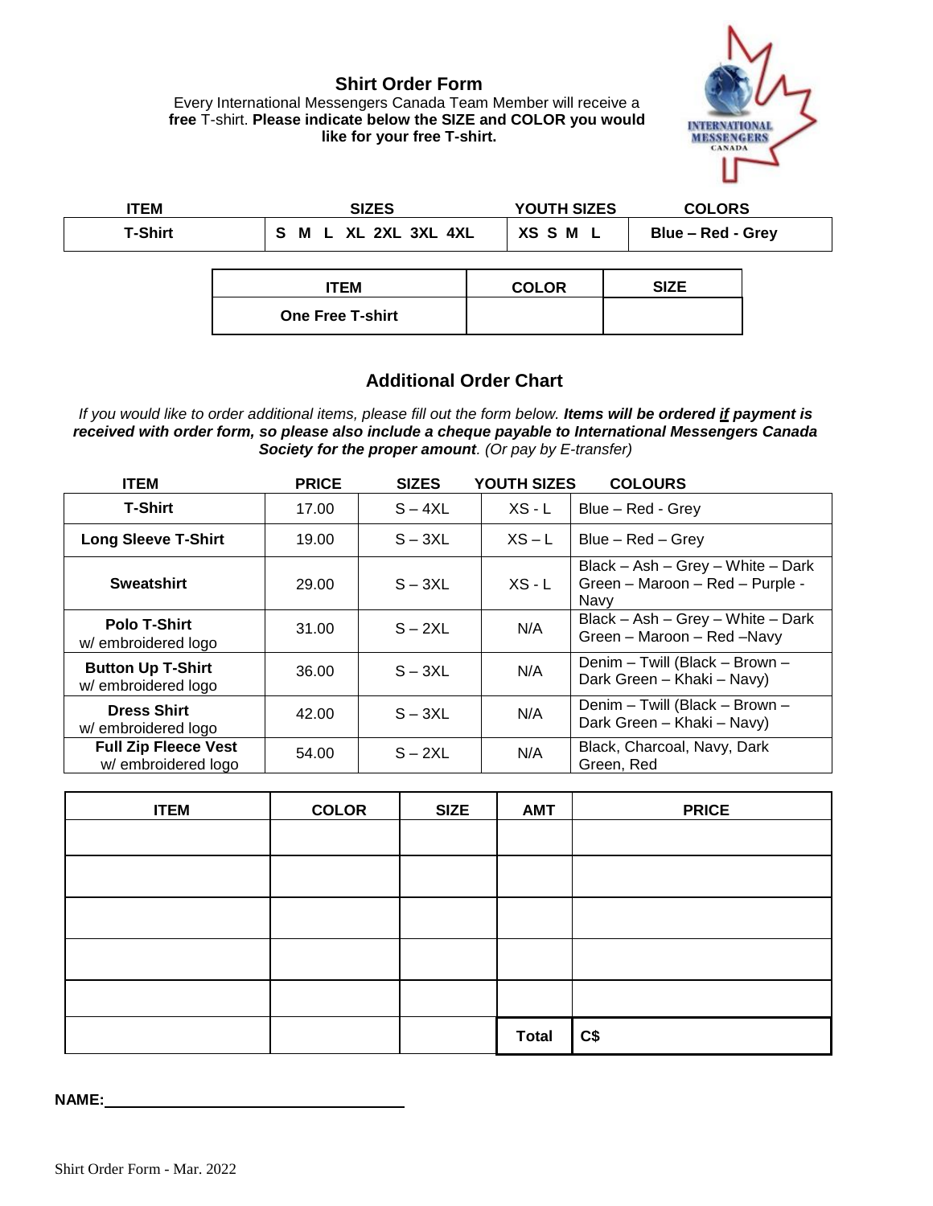## Shirt Order Form

Every International Messengers Canada Team Member will receive a **free** T-shirt. **Please indicate below the SIZE and COLOR you would like for your free T-shirt.**

| ITEM | SIZES | YOUTH SIZES | COLORS |
|---|---|---|---|
| **T-Shirt** | **S M L XL 2XL 3XL 4XL** | **XS S M L** | **Blue – Red - Grey** |

| ITEM | COLOR | SIZE |
|---|---|---|
| **One Free T-shirt** | | |

## Additional Order Chart

*If you would like to order additional items, please fill out the form below.* ***Items will be ordered if payment is received with order form, so please also include a cheque payable to International Messengers Canada Society for the proper amount****. (Or pay by E-transfer)*

| ITEM | PRICE | SIZES | YOUTH SIZES | COLOURS |
|---|---|---|---|---|
| **T-Shirt** | 17.00 | S – 4XL | XS - L | Blue – Red - Grey |
| **Long Sleeve T-Shirt** | 19.00 | S – 3XL | XS – L | Blue – Red – Grey |
| **Sweatshirt** | 29.00 | S – 3XL | XS - L | Black – Ash – Grey – White – Dark Green – Maroon – Red – Purple - Navy |
| **Polo T-Shirt** w/ embroidered logo | 31.00 | S – 2XL | N/A | Black – Ash – Grey – White – Dark Green – Maroon – Red –Navy |
| **Button Up T-Shirt** w/ embroidered logo | 36.00 | S – 3XL | N/A | Denim – Twill (Black – Brown – Dark Green – Khaki – Navy) |
| **Dress Shirt** w/ embroidered logo | 42.00 | S – 3XL | N/A | Denim – Twill (Black – Brown – Dark Green – Khaki – Navy) |
| **Full Zip Fleece Vest** w/ embroidered logo | 54.00 | S – 2XL | N/A | Black, Charcoal, Navy, Dark Green, Red |

| ITEM | COLOR | SIZE | AMT | PRICE |
|---|---|---|---|---|
| | | | | |
| | | | | |
| | | | | |
| | | | | |
| | | | | |
| | | | **Total** | **C$** |

**NAME:**\_\_\_\_\_\_\_\_\_\_\_\_\_\_\_\_\_\_\_\_\_\_\_\_\_\_\_\_\_\_\_\_\_\_\_

Shirt Order Form - Mar. 2022